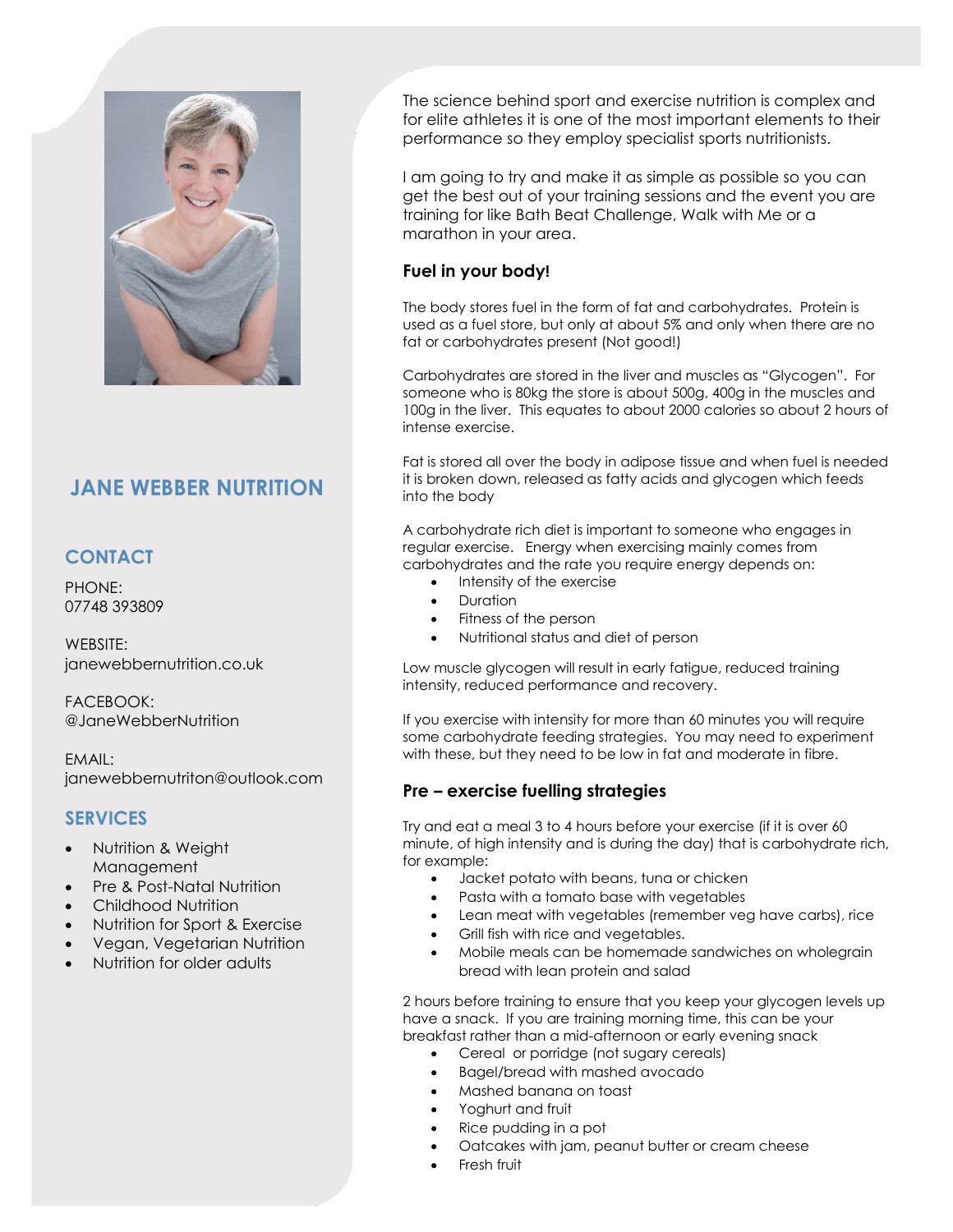## JANE WEBBER NUTRITION

### CONTACT

PHONE:
07748 393809

WEBSITE:
janewebbernutrition.co.uk

FACEBOOK:
@JaneWebberNutrition

EMAIL:
janewebbernutriton@outlook.com

### SERVICES

- Nutrition & Weight Management
- Pre & Post-Natal Nutrition
- Childhood Nutrition
- Nutrition for Sport & Exercise
- Vegan, Vegetarian Nutrition
- Nutrition for older adults

The science behind sport and exercise nutrition is complex and for elite athletes it is one of the most important elements to their performance so they employ specialist sports nutritionists.

I am going to try and make it as simple as possible so you can get the best out of your training sessions and the event you are training for like Bath Beat Challenge, Walk with Me or a marathon in your area.

### Fuel in your body!

The body stores fuel in the form of fat and carbohydrates. Protein is used as a fuel store, but only at about 5% and only when there are no fat or carbohydrates present (Not good!)

Carbohydrates are stored in the liver and muscles as "Glycogen". For someone who is 80kg the store is about 500g, 400g in the muscles and 100g in the liver. This equates to about 2000 calories so about 2 hours of intense exercise.

Fat is stored all over the body in adipose tissue and when fuel is needed it is broken down, released as fatty acids and glycogen which feeds into the body

A carbohydrate rich diet is important to someone who engages in regular exercise. Energy when exercising mainly comes from carbohydrates and the rate you require energy depends on:

- Intensity of the exercise
- Duration
- Fitness of the person
- Nutritional status and diet of person

Low muscle glycogen will result in early fatigue, reduced training intensity, reduced performance and recovery.

If you exercise with intensity for more than 60 minutes you will require some carbohydrate feeding strategies. You may need to experiment with these, but they need to be low in fat and moderate in fibre.

### Pre – exercise fuelling strategies

Try and eat a meal 3 to 4 hours before your exercise (if it is over 60 minute, of high intensity and is during the day) that is carbohydrate rich, for example:

- Jacket potato with beans, tuna or chicken
- Pasta with a tomato base with vegetables
- Lean meat with vegetables (remember veg have carbs), rice
- Grill fish with rice and vegetables.
- Mobile meals can be homemade sandwiches on wholegrain bread with lean protein and salad

2 hours before training to ensure that you keep your glycogen levels up have a snack. If you are training morning time, this can be your breakfast rather than a mid-afternoon or early evening snack

- Cereal or porridge (not sugary cereals)
- Bagel/bread with mashed avocado
- Mashed banana on toast
- Yoghurt and fruit
- Rice pudding in a pot
- Oatcakes with jam, peanut butter or cream cheese
- Fresh fruit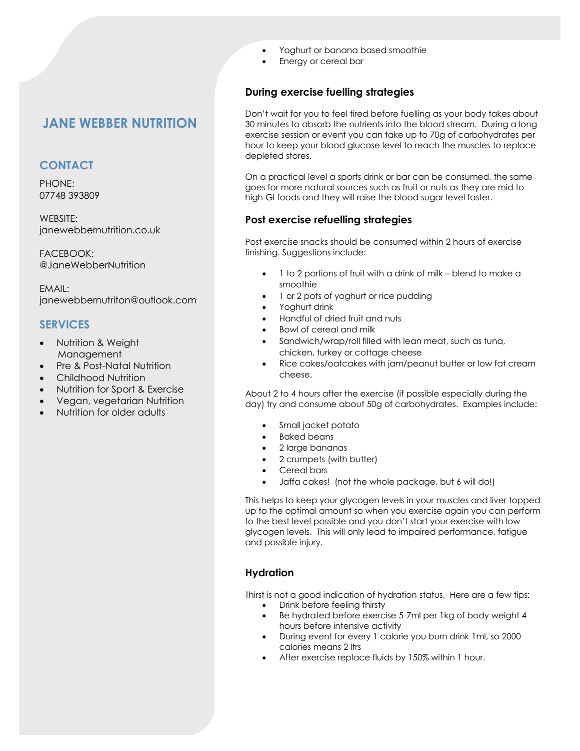## JANE WEBBER NUTRITION

### CONTACT

PHONE:
07748 393809

WEBSITE:
janewebbernutrition.co.uk

FACEBOOK:
@JaneWebberNutrition

EMAIL:
janewebbernutriton@outlook.com

### SERVICES

- Nutrition & Weight Management
- Pre & Post-Natal Nutrition
- Childhood Nutrition
- Nutrition for Sport & Exercise
- Vegan, vegetarian Nutrition
- Nutrition for older adults

- Yoghurt or banana based smoothie
- Energy or cereal bar

### During exercise fuelling strategies

Don't wait for you to feel tired before fuelling as your body takes about 30 minutes to absorb the nutrients into the blood stream. During a long exercise session or event you can take up to 70g of carbohydrates per hour to keep your blood glucose level to reach the muscles to replace depleted stores.

On a practical level a sports drink or bar can be consumed, the same goes for more natural sources such as fruit or nuts as they are mid to high GI foods and they will raise the blood sugar level faster.

### Post exercise refuelling strategies

Post exercise snacks should be consumed within 2 hours of exercise finishing. Suggestions include:

- 1 to 2 portions of fruit with a drink of milk – blend to make a smoothie
- 1 or 2 pots of yoghurt or rice pudding
- Yoghurt drink
- Handful of dried fruit and nuts
- Bowl of cereal and milk
- Sandwich/wrap/roll filled with lean meat, such as tuna, chicken, turkey or cottage cheese
- Rice cakes/oatcakes with jam/peanut butter or low fat cream cheese.

About 2 to 4 hours after the exercise (if possible especially during the day) try and consume about 50g of carbohydrates. Examples include:

- Small jacket potato
- Baked beans
- 2 large bananas
- 2 crumpets (with butter)
- Cereal bars
- Jaffa cakes! (not the whole package, but 6 will do!)

This helps to keep your glycogen levels in your muscles and liver topped up to the optimal amount so when you exercise again you can perform to the best level possible and you don't start your exercise with low glycogen levels. This will only lead to impaired performance, fatigue and possible injury.

### Hydration

Thirst is not a good indication of hydration status, Here are a few tips:

- Drink before feeling thirsty
- Be hydrated before exercise 5-7ml per 1kg of body weight 4 hours before intensive activity
- During event for every 1 calorie you burn drink 1ml, so 2000 calories means 2 ltrs
- After exercise replace fluids by 150% within 1 hour.